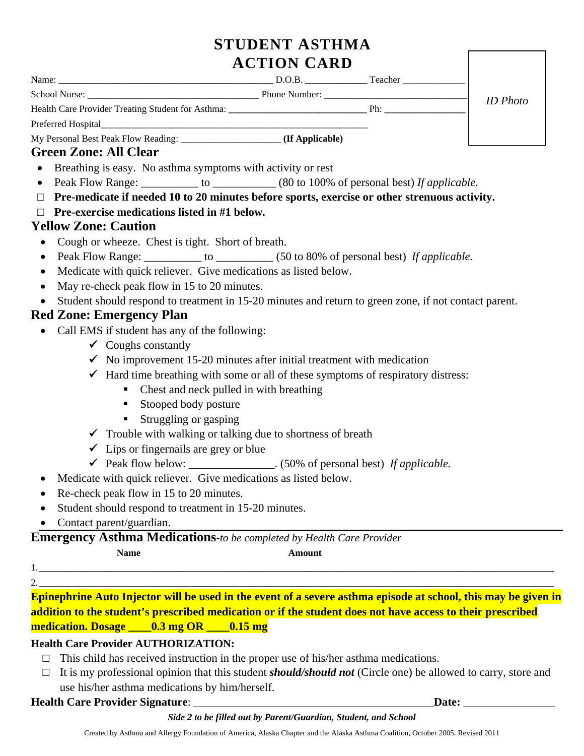# STUDENT ASTHMA ACTION CARD

Name: ________________________________________ D.O.B. ____________ Teacher ____________

School Nurse: ________________________________ Phone Number: ____________________________

Health Care Provider Treating Student for Asthma: ____________________________ Ph: ________________

Preferred Hospital________________________________________________________

My Personal Best Peak Flow Reading: ____________________ **(If Applicable)**

*ID Photo*

## Green Zone: All Clear

- Breathing is easy. No asthma symptoms with activity or rest
- Peak Flow Range: __________ to ___________ (80 to 100% of personal best) *If applicable.*

□ **Pre-medicate if needed 10 to 20 minutes before sports, exercise or other strenuous activity.**

□ **Pre-exercise medications listed in #1 below.**

## Yellow Zone: Caution

- Cough or wheeze. Chest is tight. Short of breath.
- Peak Flow Range: __________ to __________ (50 to 80% of personal best) *If applicable.*
- Medicate with quick reliever. Give medications as listed below.
- May re-check peak flow in 15 to 20 minutes.
- Student should respond to treatment in 15-20 minutes and return to green zone, if not contact parent.

## Red Zone: Emergency Plan

- Call EMS if student has any of the following:
  - ✓ Coughs constantly
  - ✓ No improvement 15-20 minutes after initial treatment with medication
  - ✓ Hard time breathing with some or all of these symptoms of respiratory distress:
    - Chest and neck pulled in with breathing
    - Stooped body posture
    - Struggling or gasping
  - ✓ Trouble with walking or talking due to shortness of breath
  - ✓ Lips or fingernails are grey or blue
  - ✓ Peak flow below: _______________. (50% of personal best) *If applicable.*
- Medicate with quick reliever. Give medications as listed below.
- Re-check peak flow in 15 to 20 minutes.
- Student should respond to treatment in 15-20 minutes.
- Contact parent/guardian.

## Emergency Asthma Medications-*to be completed by Health Care Provider*

| | **Name** | **Amount** |
|---|---|---|
| 1. | | |
| 2. | | |

**Epinephrine Auto Injector will be used in the event of a severe asthma episode at school, this may be given in addition to the student's prescribed medication or if the student does not have access to their prescribed medication. Dosage ____0.3 mg OR ____0.15 mg**

**Health Care Provider AUTHORIZATION:**

□ This child has received instruction in the proper use of his/her asthma medications.

□ It is my professional opinion that this student ***should/should not*** (Circle one) be allowed to carry, store and use his/her asthma medications by him/herself.

**Health Care Provider Signature**: __________________________________________**Date:** ________________

***Side 2 to be filled out by Parent/Guardian, Student, and School***

Created by Asthma and Allergy Foundation of America, Alaska Chapter and the Alaska Asthma Coalition, October 2005. Revised 2011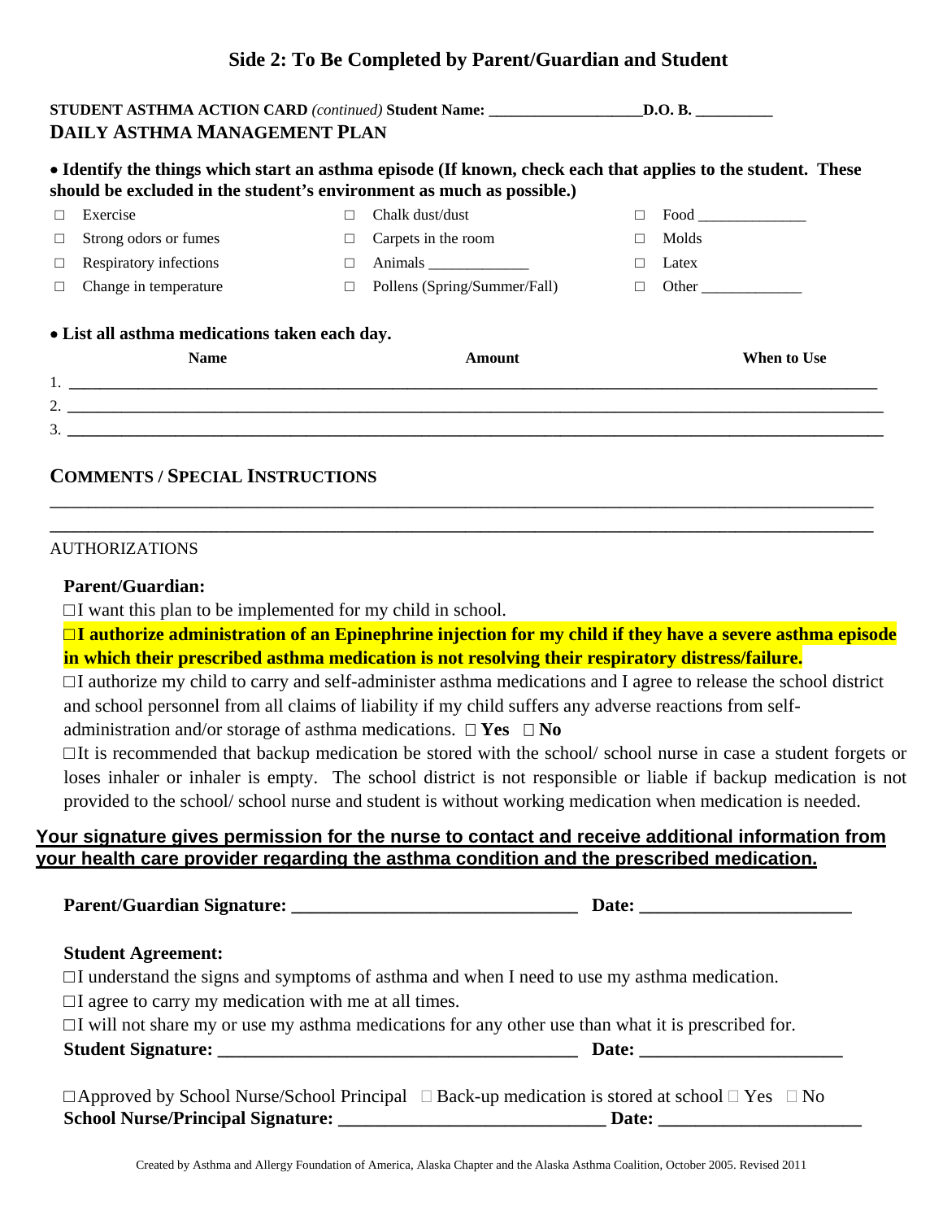## Side 2: To Be Completed by Parent/Guardian and Student

**STUDENT ASTHMA ACTION CARD** *(continued)* **Student Name: ___________________D.O. B. __________**

### DAILY ASTHMA MANAGEMENT PLAN

- **Identify the things which start an asthma episode (If known, check each that applies to the student. These should be excluded in the student's environment as much as possible.)**

| | | |
|---|---|---|
| □ Exercise | □ Chalk dust/dust | □ Food _____________ |
| □ Strong odors or fumes | □ Carpets in the room | □ Molds |
| □ Respiratory infections | □ Animals _____________ | □ Latex |
| □ Change in temperature | □ Pollens (Spring/Summer/Fall) | □ Other _____________ |

- **List all asthma medications taken each day.**

| | Name | Amount | When to Use |
|---|---|---|---|
| 1. | | | |
| 2. | | | |
| 3. | | | |

### COMMENTS / SPECIAL INSTRUCTIONS

_____________________________________________________________________________________

_____________________________________________________________________________________

AUTHORIZATIONS

**Parent/Guardian:**

□I want this plan to be implemented for my child in school.

**□I authorize administration of an Epinephrine injection for my child if they have a severe asthma episode in which their prescribed asthma medication is not resolving their respiratory distress/failure.**

□I authorize my child to carry and self-administer asthma medications and I agree to release the school district and school personnel from all claims of liability if my child suffers any adverse reactions from self-administration and/or storage of asthma medications. □ **Yes** □ **No**

□It is recommended that backup medication be stored with the school/ school nurse in case a student forgets or loses inhaler or inhaler is empty. The school district is not responsible or liable if backup medication is not provided to the school/ school nurse and student is without working medication when medication is needed.

**Your signature gives permission for the nurse to contact and receive additional information from your health care provider regarding the asthma condition and the prescribed medication.**

**Parent/Guardian Signature: _______________________________ Date: _______________________**

**Student Agreement:**

□I understand the signs and symptoms of asthma and when I need to use my asthma medication.

□I agree to carry my medication with me at all times.

□I will not share my or use my asthma medications for any other use than what it is prescribed for.

**Student Signature: _______________________________________ Date: ______________________**

□Approved by School Nurse/School Principal □ Back-up medication is stored at school □ Yes □ No

**School Nurse/Principal Signature: _____________________________ Date: _____________________**

Created by Asthma and Allergy Foundation of America, Alaska Chapter and the Alaska Asthma Coalition, October 2005. Revised 2011